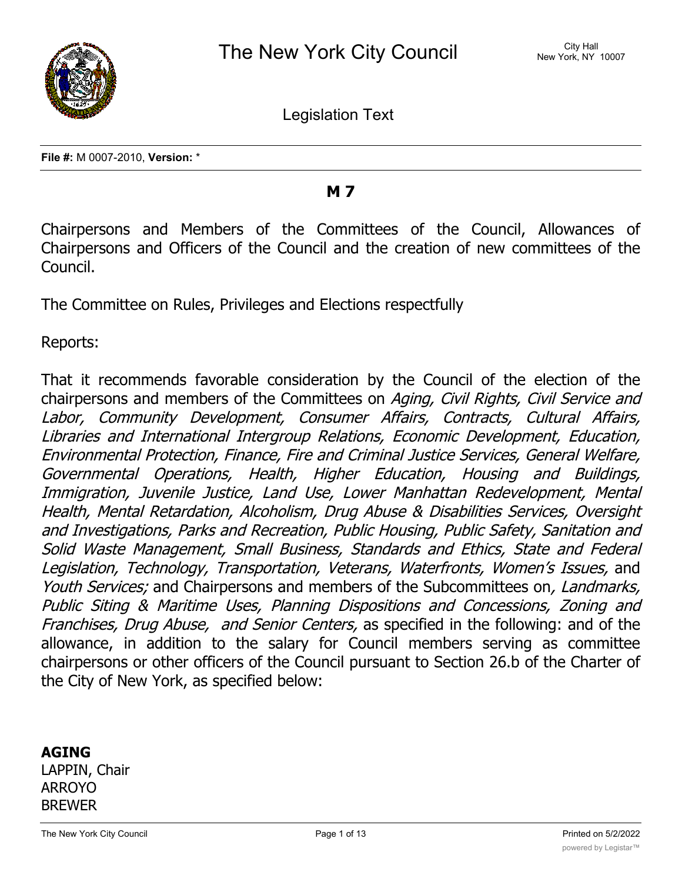# The New York City Council

City Hall
New York, NY 10007

Legislation Text

**File #:** M 0007-2010, **Version:** *

## M 7

Chairpersons and Members of the Committees of the Council, Allowances of Chairpersons and Officers of the Council and the creation of new committees of the Council.

The Committee on Rules, Privileges and Elections respectfully

Reports:

That it recommends favorable consideration by the Council of the election of the chairpersons and members of the Committees on *Aging, Civil Rights, Civil Service and Labor, Community Development, Consumer Affairs, Contracts, Cultural Affairs, Libraries and International Intergroup Relations, Economic Development, Education, Environmental Protection, Finance, Fire and Criminal Justice Services, General Welfare, Governmental Operations, Health, Higher Education, Housing and Buildings, Immigration, Juvenile Justice, Land Use, Lower Manhattan Redevelopment, Mental Health, Mental Retardation, Alcoholism, Drug Abuse & Disabilities Services, Oversight and Investigations, Parks and Recreation, Public Housing, Public Safety, Sanitation and Solid Waste Management, Small Business, Standards and Ethics, State and Federal Legislation, Technology, Transportation, Veterans, Waterfronts, Women's Issues,* and *Youth Services;* and Chairpersons and members of the Subcommittees on*, Landmarks, Public Siting & Maritime Uses, Planning Dispositions and Concessions, Zoning and Franchises, Drug Abuse, and Senior Centers,* as specified in the following: and of the allowance, in addition to the salary for Council members serving as committee chairpersons or other officers of the Council pursuant to Section 26.b of the Charter of the City of New York, as specified below:

**AGING**
LAPPIN, Chair
ARROYO
BREWER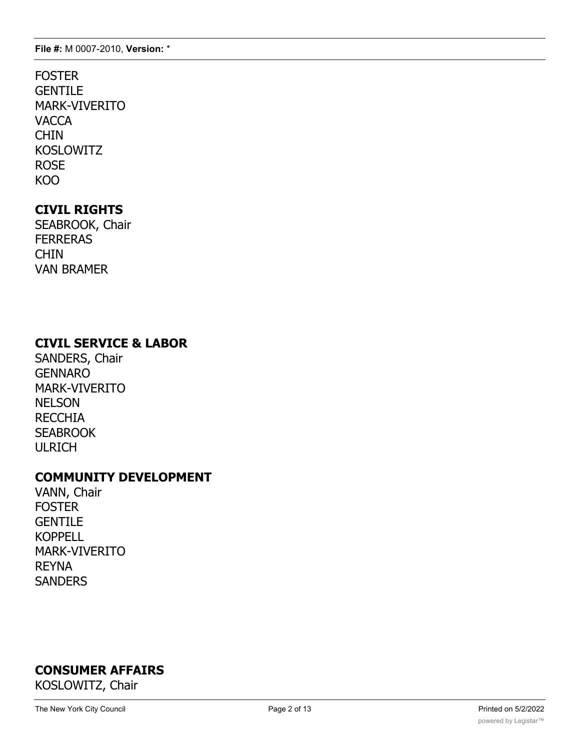FOSTER
GENTILE
MARK-VIVERITO
VACCA
CHIN
KOSLOWITZ
ROSE
KOO

## CIVIL RIGHTS

SEABROOK, Chair
FERRERAS
CHIN
VAN BRAMER

## CIVIL SERVICE & LABOR

SANDERS, Chair
GENNARO
MARK-VIVERITO
NELSON
RECCHIA
SEABROOK
ULRICH

## COMMUNITY DEVELOPMENT

VANN, Chair
FOSTER
GENTILE
KOPPELL
MARK-VIVERITO
REYNA
SANDERS

## CONSUMER AFFAIRS

KOSLOWITZ, Chair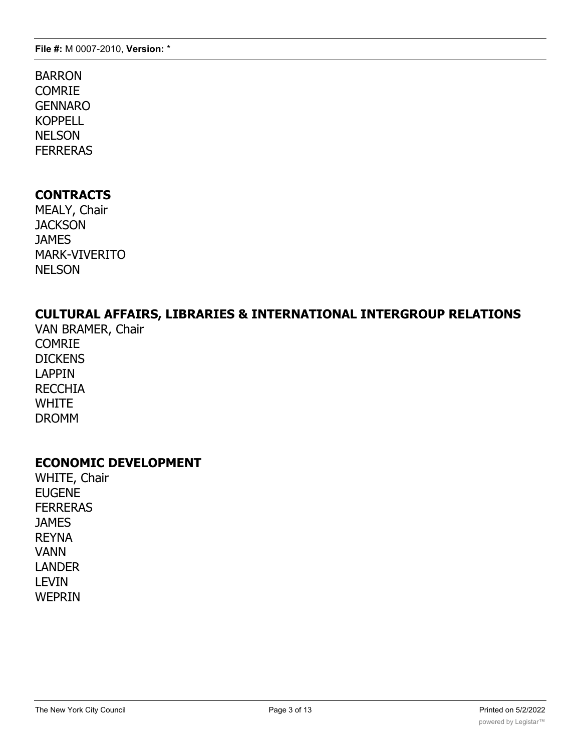BARRON
COMRIE
GENNARO
KOPPELL
NELSON
FERRERAS

**CONTRACTS**
MEALY, Chair
JACKSON
JAMES
MARK-VIVERITO
NELSON

**CULTURAL AFFAIRS, LIBRARIES & INTERNATIONAL INTERGROUP RELATIONS**
VAN BRAMER, Chair
COMRIE
DICKENS
LAPPIN
RECCHIA
WHITE
DROMM

**ECONOMIC DEVELOPMENT**
WHITE, Chair
EUGENE
FERRERAS
JAMES
REYNA
VANN
LANDER
LEVIN
WEPRIN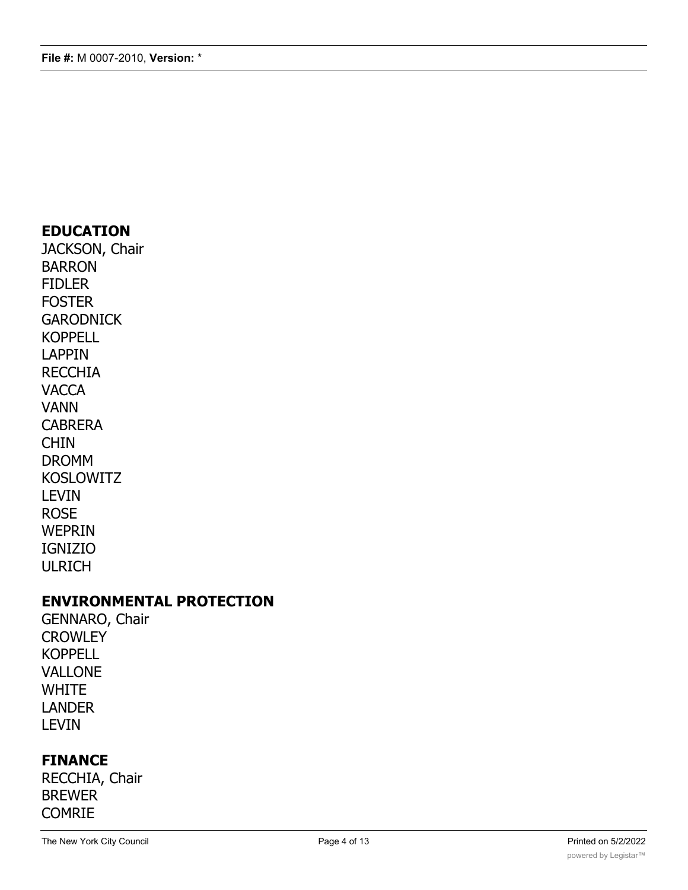**EDUCATION**
JACKSON, Chair
BARRON
FIDLER
FOSTER
GARODNICK
KOPPELL
LAPPIN
RECCHIA
VACCA
VANN
CABRERA
CHIN
DROMM
KOSLOWITZ
LEVIN
ROSE
WEPRIN
IGNIZIO
ULRICH

**ENVIRONMENTAL PROTECTION**
GENNARO, Chair
CROWLEY
KOPPELL
VALLONE
WHITE
LANDER
LEVIN

**FINANCE**
RECCHIA, Chair
BREWER
COMRIE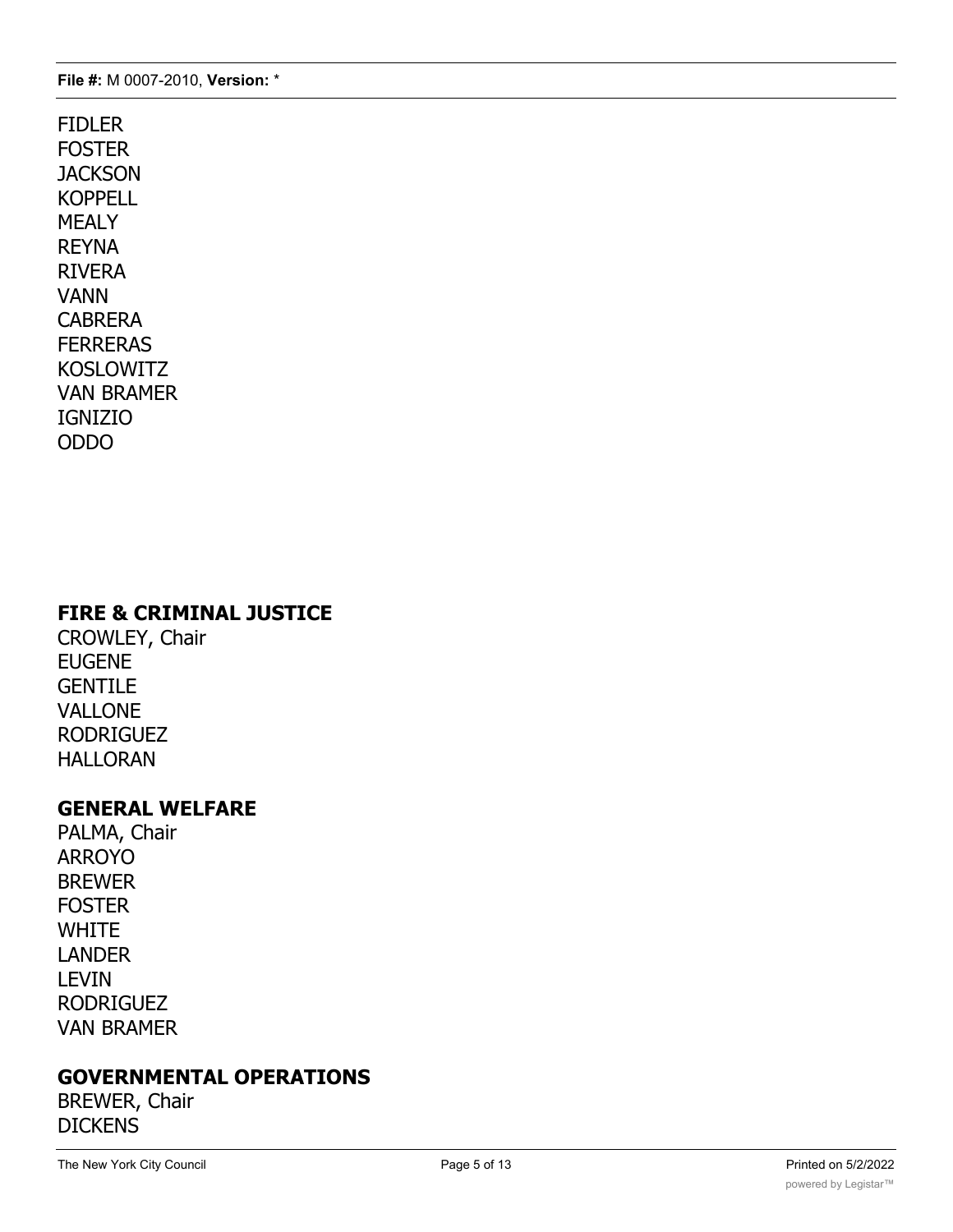FIDLER
FOSTER
JACKSON
KOPPELL
MEALY
REYNA
RIVERA
VANN
CABRERA
FERRERAS
KOSLOWITZ
VAN BRAMER
IGNIZIO
ODDO

**FIRE & CRIMINAL JUSTICE**
CROWLEY, Chair
EUGENE
GENTILE
VALLONE
RODRIGUEZ
HALLORAN

**GENERAL WELFARE**
PALMA, Chair
ARROYO
BREWER
FOSTER
WHITE
LANDER
LEVIN
RODRIGUEZ
VAN BRAMER

**GOVERNMENTAL OPERATIONS**
BREWER, Chair
DICKENS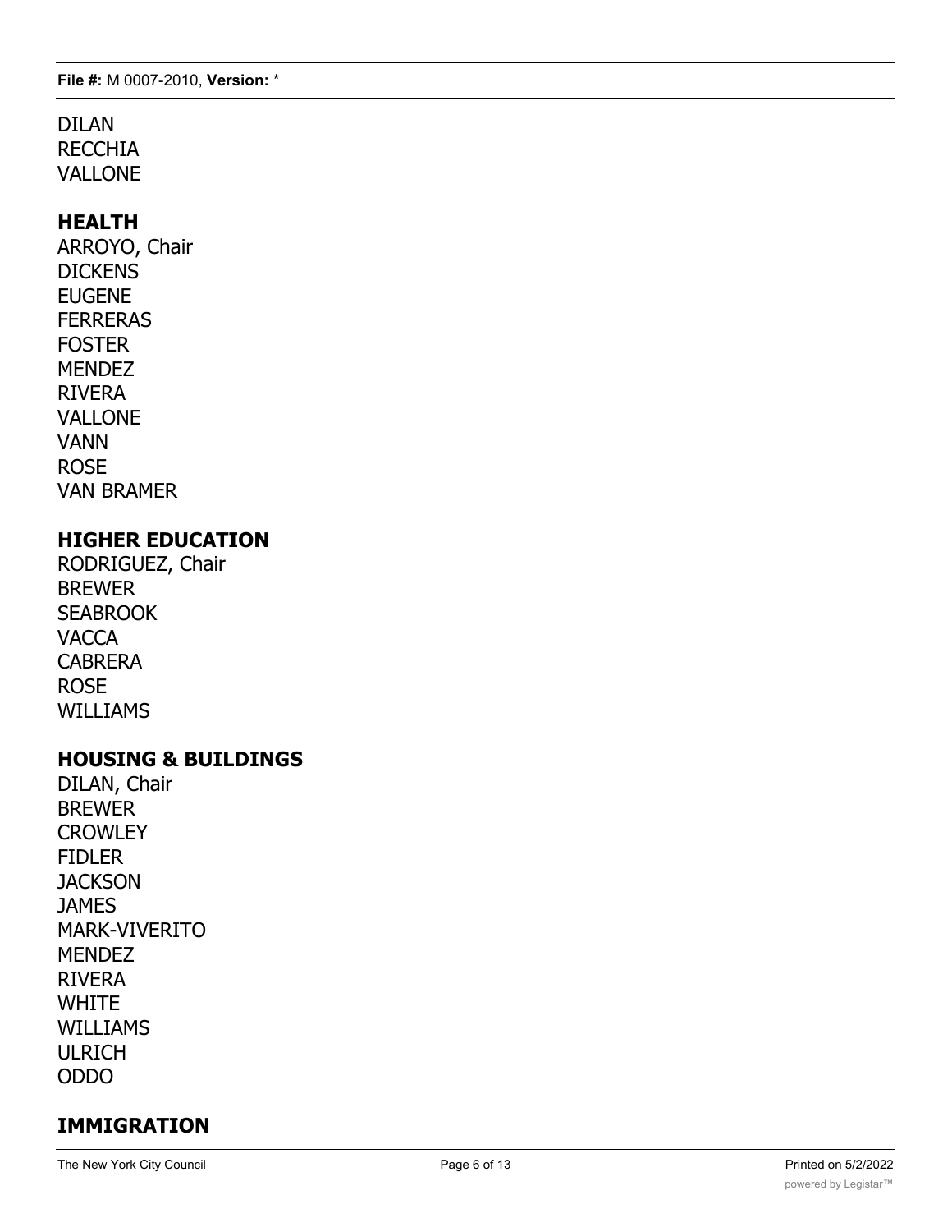DILAN
RECCHIA
VALLONE

## HEALTH

ARROYO, Chair
DICKENS
EUGENE
FERRERAS
FOSTER
MENDEZ
RIVERA
VALLONE
VANN
ROSE
VAN BRAMER

## HIGHER EDUCATION

RODRIGUEZ, Chair
BREWER
SEABROOK
VACCA
CABRERA
ROSE
WILLIAMS

## HOUSING & BUILDINGS

DILAN, Chair
BREWER
CROWLEY
FIDLER
JACKSON
JAMES
MARK-VIVERITO
MENDEZ
RIVERA
WHITE
WILLIAMS
ULRICH
ODDO

## IMMIGRATION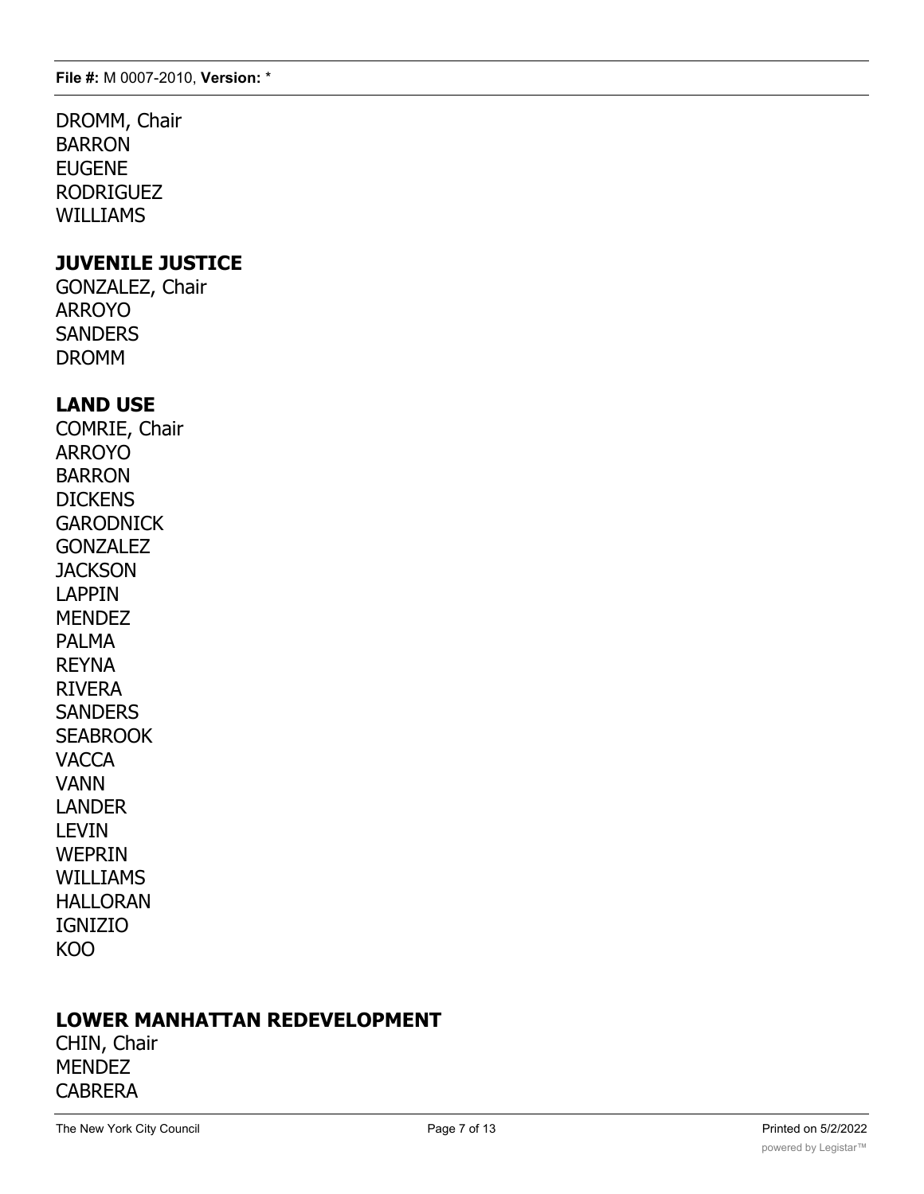DROMM, Chair
BARRON
EUGENE
RODRIGUEZ
WILLIAMS

**JUVENILE JUSTICE**
GONZALEZ, Chair
ARROYO
SANDERS
DROMM

**LAND USE**
COMRIE, Chair
ARROYO
BARRON
DICKENS
GARODNICK
GONZALEZ
JACKSON
LAPPIN
MENDEZ
PALMA
REYNA
RIVERA
SANDERS
SEABROOK
VACCA
VANN
LANDER
LEVIN
WEPRIN
WILLIAMS
HALLORAN
IGNIZIO
KOO

**LOWER MANHATTAN REDEVELOPMENT**
CHIN, Chair
MENDEZ
CABRERA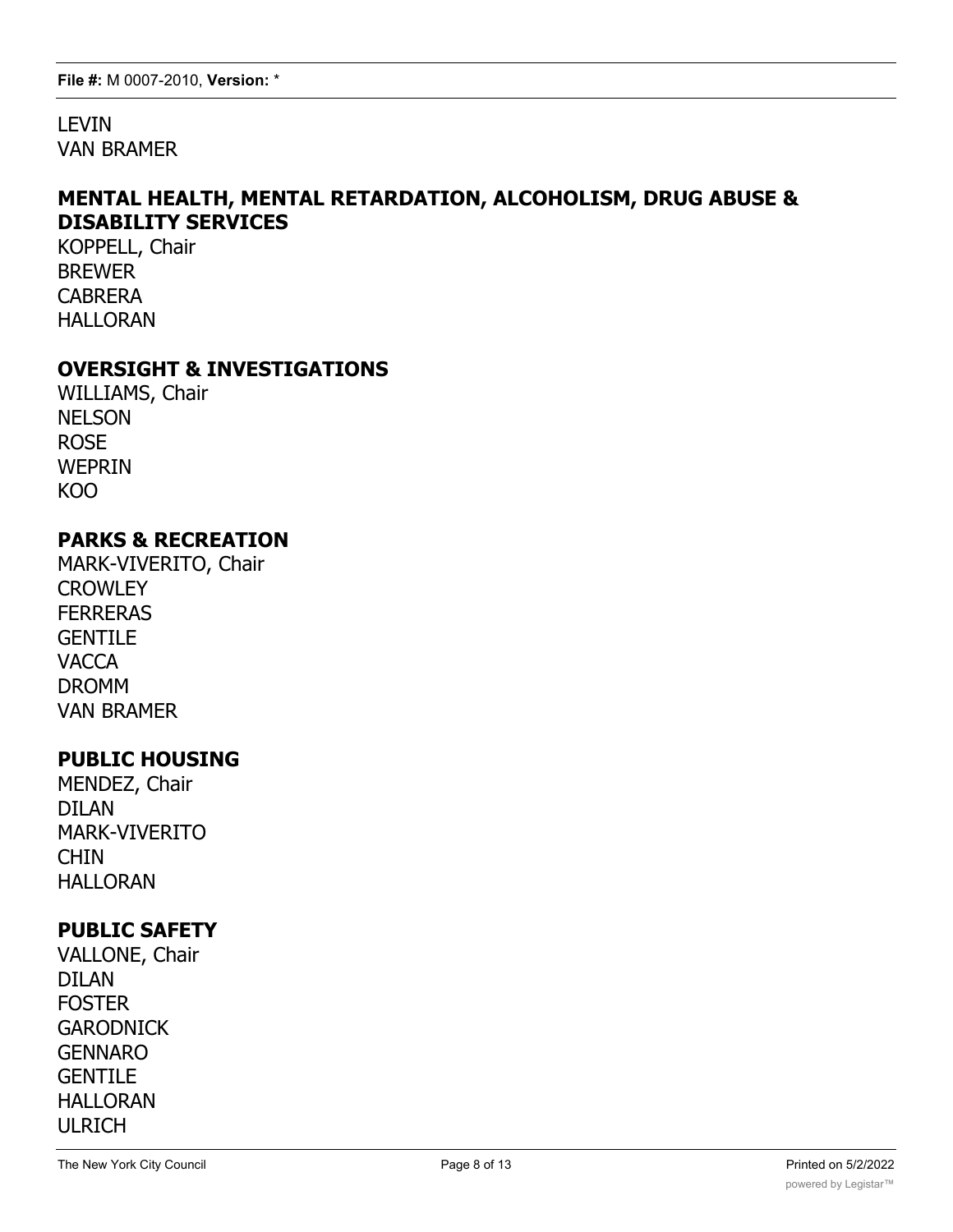LEVIN
VAN BRAMER

## MENTAL HEALTH, MENTAL RETARDATION, ALCOHOLISM, DRUG ABUSE & DISABILITY SERVICES

KOPPELL, Chair
BREWER
CABRERA
HALLORAN

## OVERSIGHT & INVESTIGATIONS

WILLIAMS, Chair
NELSON
ROSE
WEPRIN
KOO

## PARKS & RECREATION

MARK-VIVERITO, Chair
CROWLEY
FERRERAS
GENTILE
VACCA
DROMM
VAN BRAMER

## PUBLIC HOUSING

MENDEZ, Chair
DILAN
MARK-VIVERITO
CHIN
HALLORAN

## PUBLIC SAFETY

VALLONE, Chair
DILAN
FOSTER
GARODNICK
GENNARO
GENTILE
HALLORAN
ULRICH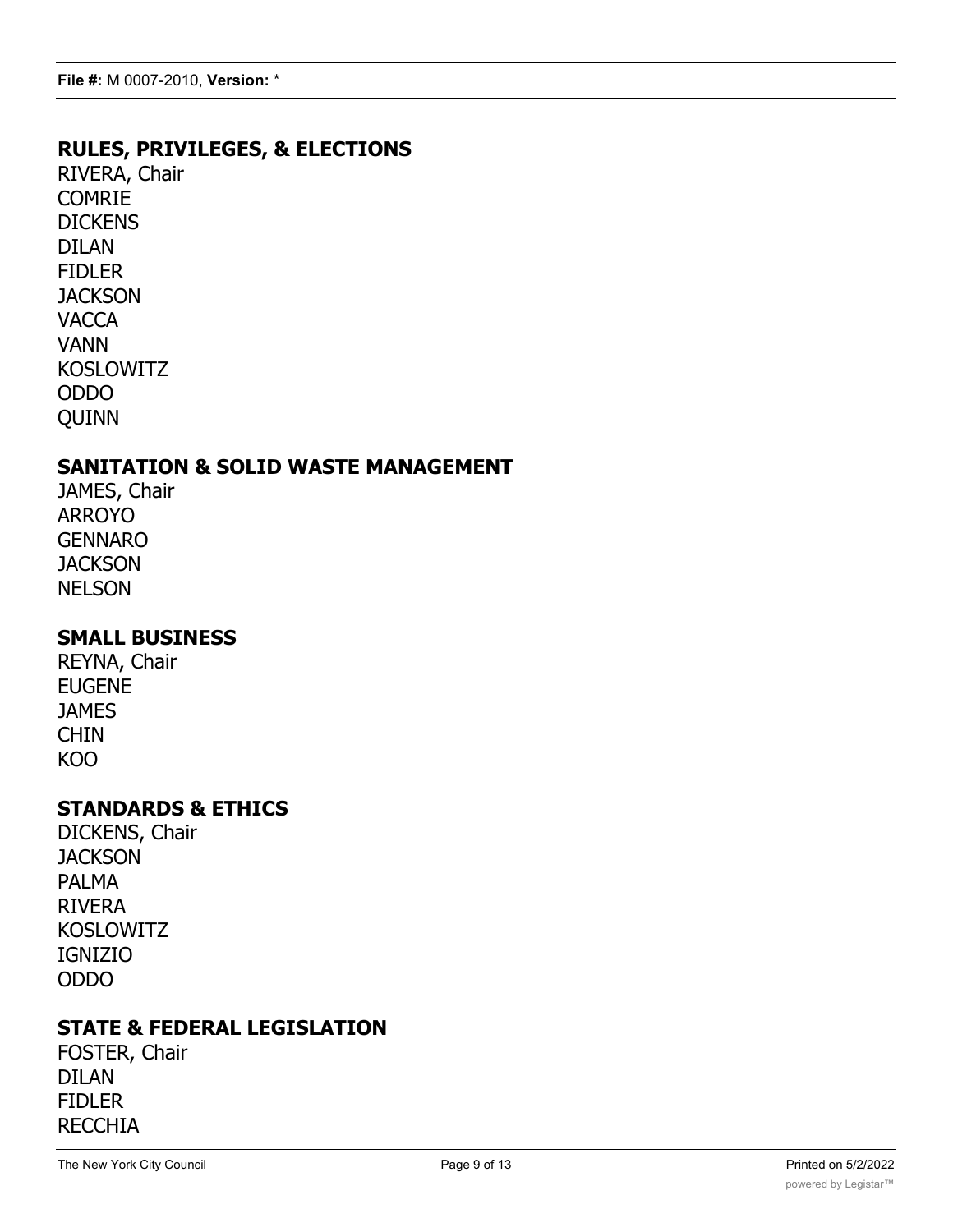## RULES, PRIVILEGES, & ELECTIONS

RIVERA, Chair
COMRIE
DICKENS
DILAN
FIDLER
JACKSON
VACCA
VANN
KOSLOWITZ
ODDO
QUINN

## SANITATION & SOLID WASTE MANAGEMENT

JAMES, Chair
ARROYO
GENNARO
JACKSON
NELSON

## SMALL BUSINESS

REYNA, Chair
EUGENE
JAMES
CHIN
KOO

## STANDARDS & ETHICS

DICKENS, Chair
JACKSON
PALMA
RIVERA
KOSLOWITZ
IGNIZIO
ODDO

## STATE & FEDERAL LEGISLATION

FOSTER, Chair
DILAN
FIDLER
RECCHIA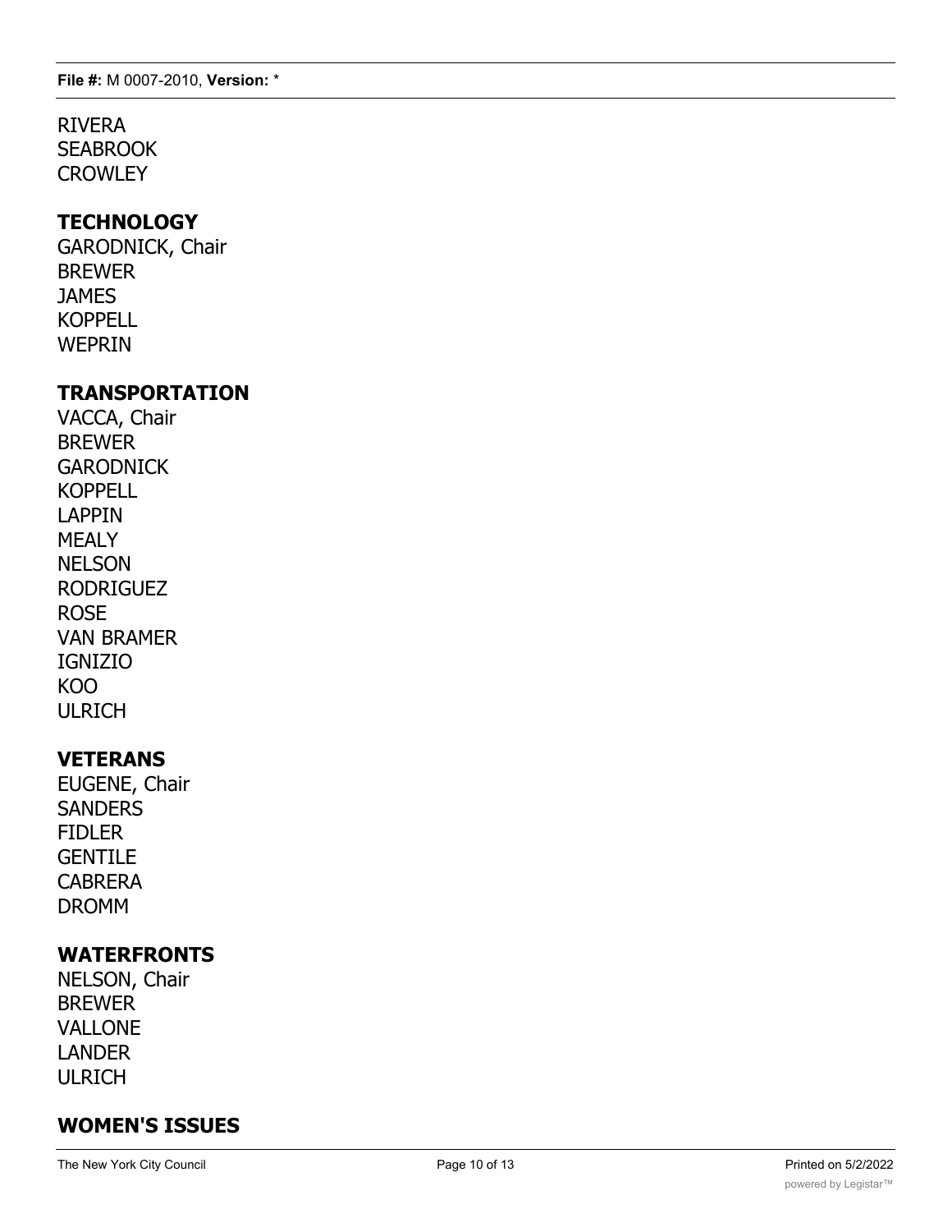RIVERA
SEABROOK
CROWLEY

## TECHNOLOGY

GARODNICK, Chair
BREWER
JAMES
KOPPELL
WEPRIN

## TRANSPORTATION

VACCA, Chair
BREWER
GARODNICK
KOPPELL
LAPPIN
MEALY
NELSON
RODRIGUEZ
ROSE
VAN BRAMER
IGNIZIO
KOO
ULRICH

## VETERANS

EUGENE, Chair
SANDERS
FIDLER
GENTILE
CABRERA
DROMM

## WATERFRONTS

NELSON, Chair
BREWER
VALLONE
LANDER
ULRICH

## WOMEN'S ISSUES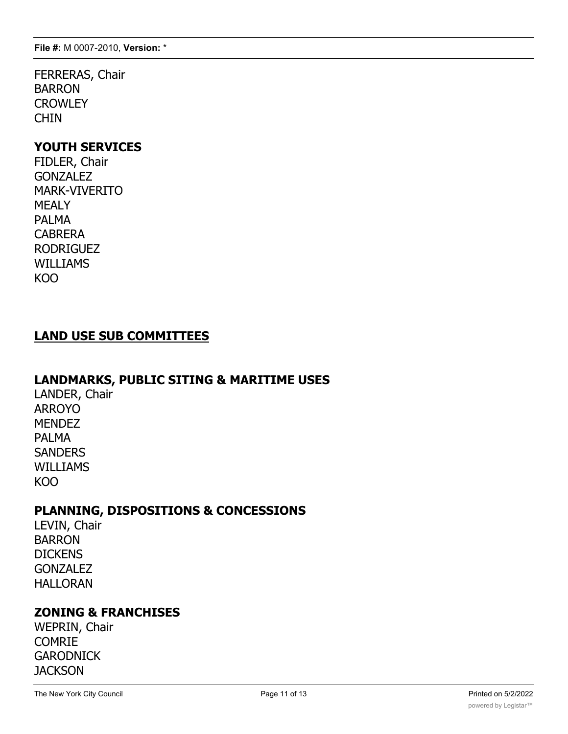FERRERAS, Chair
BARRON
CROWLEY
CHIN

## YOUTH SERVICES

FIDLER, Chair
GONZALEZ
MARK-VIVERITO
MEALY
PALMA
CABRERA
RODRIGUEZ
WILLIAMS
KOO

## LAND USE SUB COMMITTEES

## LANDMARKS, PUBLIC SITING & MARITIME USES

LANDER, Chair
ARROYO
MENDEZ
PALMA
SANDERS
WILLIAMS
KOO

## PLANNING, DISPOSITIONS & CONCESSIONS

LEVIN, Chair
BARRON
DICKENS
GONZALEZ
HALLORAN

## ZONING & FRANCHISES

WEPRIN, Chair
COMRIE
GARODNICK
JACKSON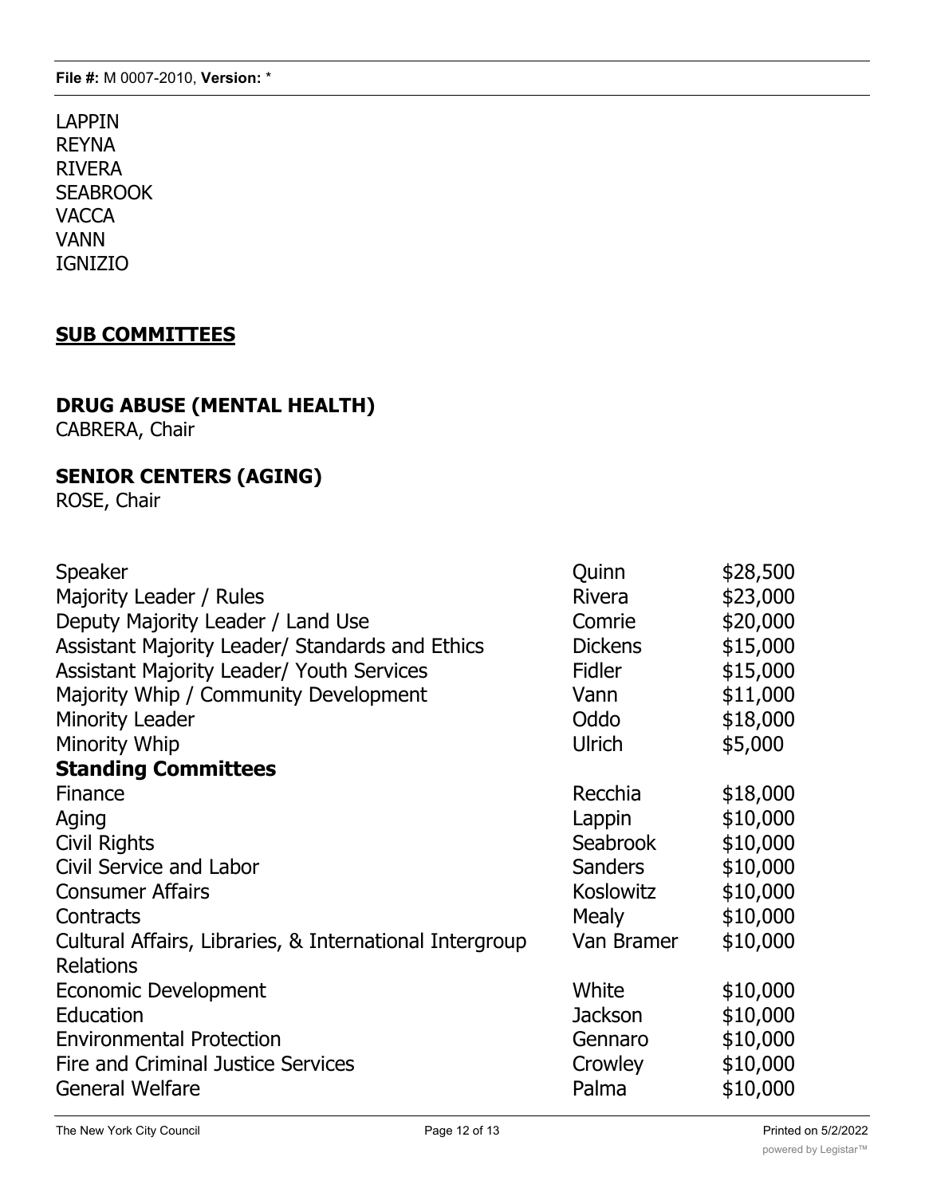LAPPIN
REYNA
RIVERA
SEABROOK
VACCA
VANN
IGNIZIO

## SUB COMMITTEES

### DRUG ABUSE (MENTAL HEALTH)

CABRERA, Chair

### SENIOR CENTERS (AGING)

ROSE, Chair

| | | |
|---|---|---|
| Speaker | Quinn | $28,500 |
| Majority Leader / Rules | Rivera | $23,000 |
| Deputy Majority Leader / Land Use | Comrie | $20,000 |
| Assistant Majority Leader/ Standards and Ethics | Dickens | $15,000 |
| Assistant Majority Leader/ Youth Services | Fidler | $15,000 |
| Majority Whip / Community Development | Vann | $11,000 |
| Minority Leader | Oddo | $18,000 |
| Minority Whip | Ulrich | $5,000 |
| **Standing Committees** | | |
| Finance | Recchia | $18,000 |
| Aging | Lappin | $10,000 |
| Civil Rights | Seabrook | $10,000 |
| Civil Service and Labor | Sanders | $10,000 |
| Consumer Affairs | Koslowitz | $10,000 |
| Contracts | Mealy | $10,000 |
| Cultural Affairs, Libraries, & International Intergroup Relations | Van Bramer | $10,000 |
| Economic Development | White | $10,000 |
| Education | Jackson | $10,000 |
| Environmental Protection | Gennaro | $10,000 |
| Fire and Criminal Justice Services | Crowley | $10,000 |
| General Welfare | Palma | $10,000 |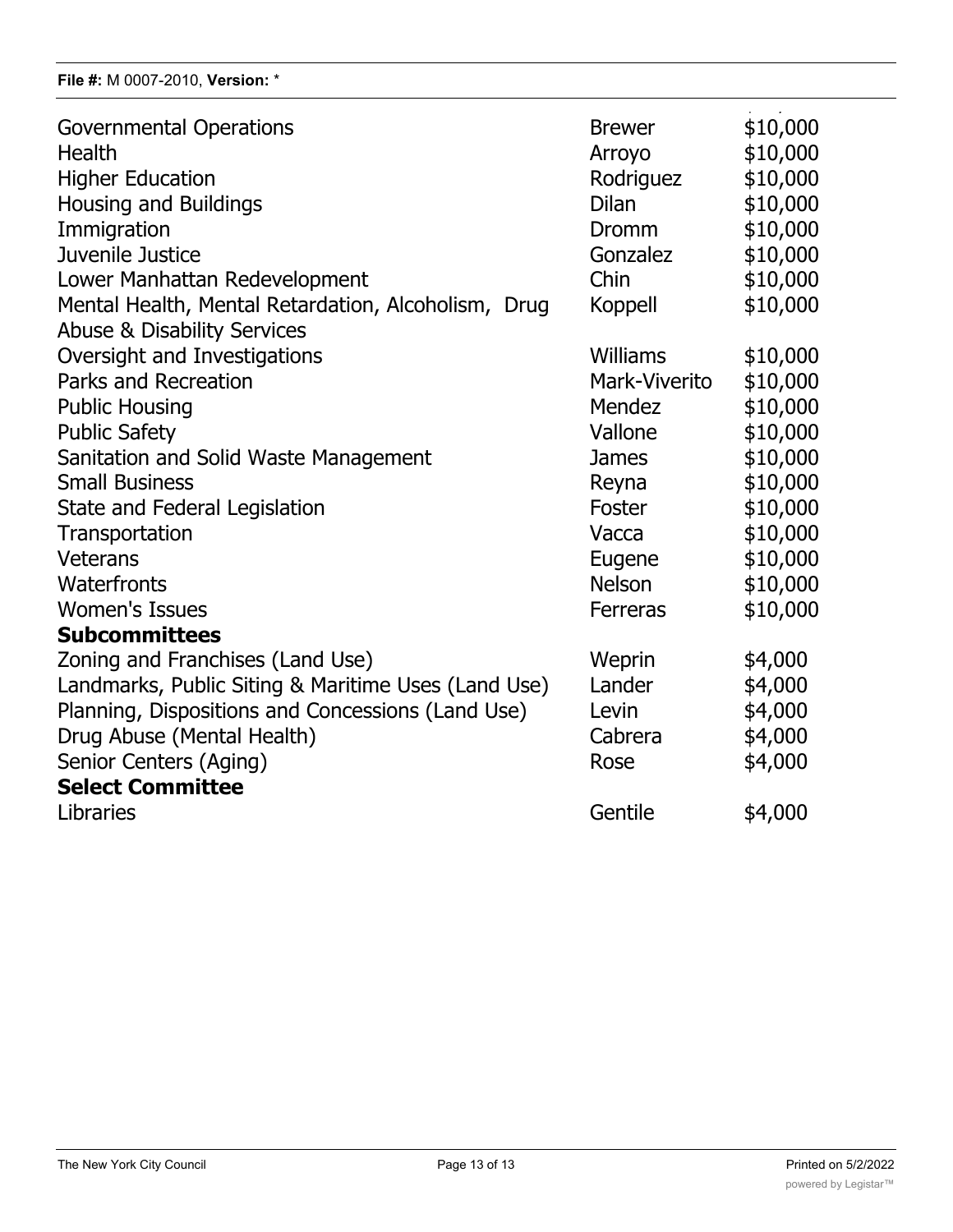| | | |
|---|---|---|
| Governmental Operations | Brewer | $10,000 |
| Health | Arroyo | $10,000 |
| Higher Education | Rodriguez | $10,000 |
| Housing and Buildings | Dilan | $10,000 |
| Immigration | Dromm | $10,000 |
| Juvenile Justice | Gonzalez | $10,000 |
| Lower Manhattan Redevelopment | Chin | $10,000 |
| Mental Health, Mental Retardation, Alcoholism, Drug Abuse & Disability Services | Koppell | $10,000 |
| Oversight and Investigations | Williams | $10,000 |
| Parks and Recreation | Mark-Viverito | $10,000 |
| Public Housing | Mendez | $10,000 |
| Public Safety | Vallone | $10,000 |
| Sanitation and Solid Waste Management | James | $10,000 |
| Small Business | Reyna | $10,000 |
| State and Federal Legislation | Foster | $10,000 |
| Transportation | Vacca | $10,000 |
| Veterans | Eugene | $10,000 |
| Waterfronts | Nelson | $10,000 |
| Women's Issues | Ferreras | $10,000 |
| **Subcommittees** | | |
| Zoning and Franchises (Land Use) | Weprin | $4,000 |
| Landmarks, Public Siting & Maritime Uses (Land Use) | Lander | $4,000 |
| Planning, Dispositions and Concessions (Land Use) | Levin | $4,000 |
| Drug Abuse (Mental Health) | Cabrera | $4,000 |
| Senior Centers (Aging) | Rose | $4,000 |
| **Select Committee** | | |
| Libraries | Gentile | $4,000 |